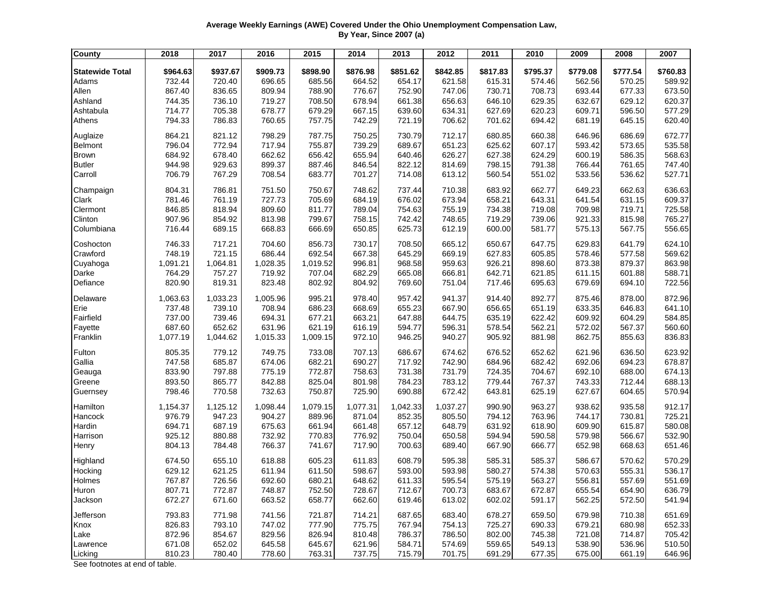**Average Weekly Earnings (AWE) Covered Under the Ohio Unemployment Compensation Law, By Year, Since 2007 (a)**

| County | 2018 | 2017 | 2016 | 2015 | 2014 | 2013 | 2012 | 2011 | 2010 | 2009 | 2008 | 2007 |
|---|---|---|---|---|---|---|---|---|---|---|---|---|
| **Statewide Total** | **$964.63** | **$937.67** | **$909.73** | **$898.90** | **$876.98** | **$851.62** | **$842.85** | **$817.83** | **$795.37** | **$779.08** | **$777.54** | **$760.83** |
| Adams | 732.44 | 720.40 | 696.65 | 685.56 | 664.52 | 654.17 | 621.58 | 615.31 | 574.46 | 562.56 | 570.25 | 589.92 |
| Allen | 867.40 | 836.65 | 809.94 | 788.90 | 776.67 | 752.90 | 747.06 | 730.71 | 708.73 | 693.44 | 677.33 | 673.50 |
| Ashland | 744.35 | 736.10 | 719.27 | 708.50 | 678.94 | 661.38 | 656.63 | 646.10 | 629.35 | 632.67 | 629.12 | 620.37 |
| Ashtabula | 714.77 | 705.38 | 678.77 | 679.29 | 667.15 | 639.60 | 634.31 | 627.69 | 620.23 | 609.71 | 596.50 | 577.29 |
| Athens | 794.33 | 786.83 | 760.65 | 757.75 | 742.29 | 721.19 | 706.62 | 701.62 | 694.42 | 681.19 | 645.15 | 620.40 |
| Auglaize | 864.21 | 821.12 | 798.29 | 787.75 | 750.25 | 730.79 | 712.17 | 680.85 | 660.38 | 646.96 | 686.69 | 672.77 |
| Belmont | 796.04 | 772.94 | 717.94 | 755.87 | 739.29 | 689.67 | 651.23 | 625.62 | 607.17 | 593.42 | 573.65 | 535.58 |
| Brown | 684.92 | 678.40 | 662.62 | 656.42 | 655.94 | 640.46 | 626.27 | 627.38 | 624.29 | 600.19 | 586.35 | 568.63 |
| Butler | 944.98 | 929.63 | 899.37 | 887.46 | 846.54 | 822.12 | 814.69 | 798.15 | 791.38 | 766.44 | 761.65 | 747.40 |
| Carroll | 706.79 | 767.29 | 708.54 | 683.77 | 701.27 | 714.08 | 613.12 | 560.54 | 551.02 | 533.56 | 536.62 | 527.71 |
| Champaign | 804.31 | 786.81 | 751.50 | 750.67 | 748.62 | 737.44 | 710.38 | 683.92 | 662.77 | 649.23 | 662.63 | 636.63 |
| Clark | 781.46 | 761.19 | 727.73 | 705.69 | 684.19 | 676.02 | 673.94 | 658.21 | 643.31 | 641.54 | 631.15 | 609.37 |
| Clermont | 846.85 | 818.94 | 809.60 | 811.77 | 789.04 | 754.63 | 755.19 | 734.38 | 719.08 | 709.98 | 719.71 | 725.58 |
| Clinton | 907.96 | 854.92 | 813.98 | 799.67 | 758.15 | 742.42 | 748.65 | 719.29 | 739.06 | 921.33 | 815.98 | 765.27 |
| Columbiana | 716.44 | 689.15 | 668.83 | 666.69 | 650.85 | 625.73 | 612.19 | 600.00 | 581.77 | 575.13 | 567.75 | 556.65 |
| Coshocton | 746.33 | 717.21 | 704.60 | 856.73 | 730.17 | 708.50 | 665.12 | 650.67 | 647.75 | 629.83 | 641.79 | 624.10 |
| Crawford | 748.19 | 721.15 | 686.44 | 692.54 | 667.38 | 645.29 | 669.19 | 627.83 | 605.85 | 578.46 | 577.58 | 569.62 |
| Cuyahoga | 1,091.21 | 1,064.81 | 1,028.35 | 1,019.52 | 996.81 | 968.58 | 959.63 | 926.21 | 898.60 | 873.38 | 879.37 | 863.98 |
| Darke | 764.29 | 757.27 | 719.92 | 707.04 | 682.29 | 665.08 | 666.81 | 642.71 | 621.85 | 611.15 | 601.88 | 588.71 |
| Defiance | 820.90 | 819.31 | 823.48 | 802.92 | 804.92 | 769.60 | 751.04 | 717.46 | 695.63 | 679.69 | 694.10 | 722.56 |
| Delaware | 1,063.63 | 1,033.23 | 1,005.96 | 995.21 | 978.40 | 957.42 | 941.37 | 914.40 | 892.77 | 875.46 | 878.00 | 872.96 |
| Erie | 737.48 | 739.10 | 708.94 | 686.23 | 668.69 | 655.23 | 667.90 | 656.65 | 651.19 | 633.35 | 646.83 | 641.10 |
| Fairfield | 737.00 | 739.46 | 694.31 | 677.21 | 663.21 | 647.88 | 644.75 | 635.19 | 622.42 | 609.92 | 604.29 | 584.85 |
| Fayette | 687.60 | 652.62 | 631.96 | 621.19 | 616.19 | 594.77 | 596.31 | 578.54 | 562.21 | 572.02 | 567.37 | 560.60 |
| Franklin | 1,077.19 | 1,044.62 | 1,015.33 | 1,009.15 | 972.10 | 946.25 | 940.27 | 905.92 | 881.98 | 862.75 | 855.63 | 836.83 |
| Fulton | 805.35 | 779.12 | 749.75 | 733.08 | 707.13 | 686.67 | 674.62 | 676.52 | 652.62 | 621.96 | 636.50 | 623.92 |
| Gallia | 747.58 | 685.87 | 674.06 | 682.21 | 690.27 | 717.92 | 742.90 | 684.96 | 682.42 | 692.06 | 694.23 | 678.87 |
| Geauga | 833.90 | 797.88 | 775.19 | 772.87 | 758.63 | 731.38 | 731.79 | 724.35 | 704.67 | 692.10 | 688.00 | 674.13 |
| Greene | 893.50 | 865.77 | 842.88 | 825.04 | 801.98 | 784.23 | 783.12 | 779.44 | 767.37 | 743.33 | 712.44 | 688.13 |
| Guernsey | 798.46 | 770.58 | 732.63 | 750.87 | 725.90 | 690.88 | 672.42 | 643.81 | 625.19 | 627.67 | 604.65 | 570.94 |
| Hamilton | 1,154.37 | 1,125.12 | 1,098.44 | 1,079.15 | 1,077.31 | 1,042.33 | 1,037.27 | 990.90 | 963.27 | 938.62 | 935.58 | 912.17 |
| Hancock | 976.79 | 947.23 | 904.27 | 889.96 | 871.04 | 852.35 | 805.50 | 794.12 | 763.96 | 744.17 | 730.81 | 725.21 |
| Hardin | 694.71 | 687.19 | 675.63 | 661.94 | 661.48 | 657.12 | 648.79 | 631.92 | 618.90 | 609.90 | 615.87 | 580.08 |
| Harrison | 925.12 | 880.88 | 732.92 | 770.83 | 776.92 | 750.04 | 650.58 | 594.94 | 590.58 | 579.98 | 566.67 | 532.90 |
| Henry | 804.13 | 784.48 | 766.37 | 741.67 | 717.90 | 700.63 | 689.40 | 667.90 | 666.77 | 652.98 | 668.63 | 651.46 |
| Highland | 674.50 | 655.10 | 618.88 | 605.23 | 611.83 | 608.79 | 595.38 | 585.31 | 585.37 | 586.67 | 570.62 | 570.29 |
| Hocking | 629.12 | 621.25 | 611.94 | 611.50 | 598.67 | 593.00 | 593.98 | 580.27 | 574.38 | 570.63 | 555.31 | 536.17 |
| Holmes | 767.87 | 726.56 | 692.60 | 680.21 | 648.62 | 611.33 | 595.54 | 575.19 | 563.27 | 556.81 | 557.69 | 551.69 |
| Huron | 807.71 | 772.87 | 748.87 | 752.50 | 728.67 | 712.67 | 700.73 | 683.67 | 672.87 | 655.54 | 654.90 | 636.79 |
| Jackson | 672.27 | 671.60 | 663.52 | 658.77 | 662.60 | 619.46 | 613.02 | 602.02 | 591.17 | 562.25 | 572.50 | 541.94 |
| Jefferson | 793.83 | 771.98 | 741.56 | 721.87 | 714.21 | 687.65 | 683.40 | 678.27 | 659.50 | 679.98 | 710.38 | 651.69 |
| Knox | 826.83 | 793.10 | 747.02 | 777.90 | 775.75 | 767.94 | 754.13 | 725.27 | 690.33 | 679.21 | 680.98 | 652.33 |
| Lake | 872.96 | 854.67 | 829.56 | 826.94 | 810.48 | 786.37 | 786.50 | 802.00 | 745.38 | 721.08 | 714.87 | 705.42 |
| Lawrence | 671.08 | 652.02 | 645.58 | 645.67 | 621.96 | 584.71 | 574.69 | 559.65 | 549.13 | 538.90 | 536.96 | 510.50 |
| Licking | 810.23 | 780.40 | 778.60 | 763.31 | 737.75 | 715.79 | 701.75 | 691.29 | 677.35 | 675.00 | 661.19 | 646.96 |

See footnotes at end of table.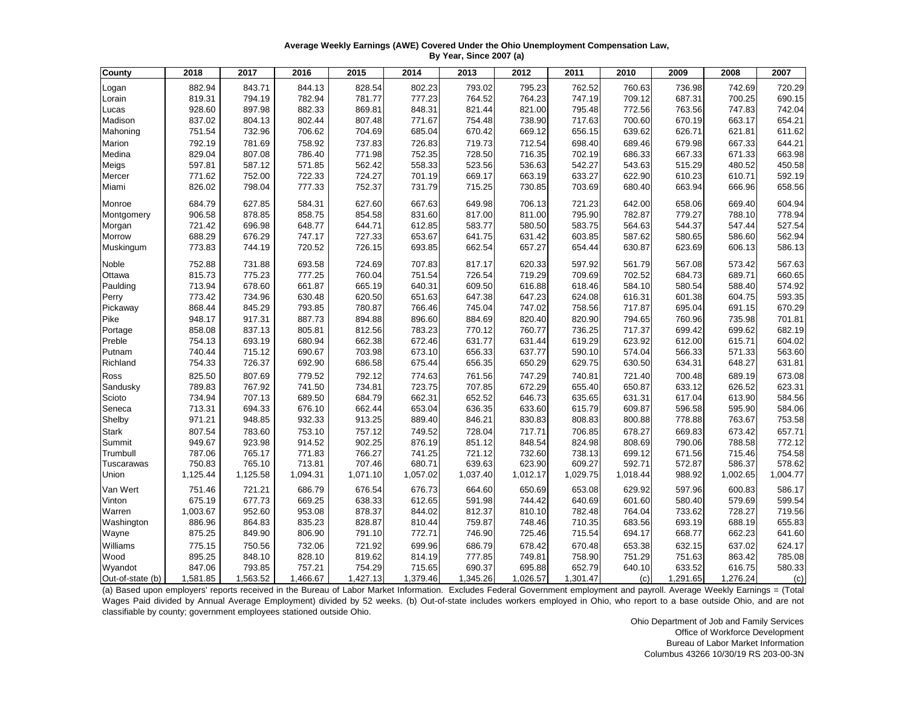**Average Weekly Earnings (AWE) Covered Under the Ohio Unemployment Compensation Law, By Year, Since 2007 (a)**

| County | 2018 | 2017 | 2016 | 2015 | 2014 | 2013 | 2012 | 2011 | 2010 | 2009 | 2008 | 2007 |
|---|---|---|---|---|---|---|---|---|---|---|---|---|
| Logan | 882.94 | 843.71 | 844.13 | 828.54 | 802.23 | 793.02 | 795.23 | 762.52 | 760.63 | 736.98 | 742.69 | 720.29 |
| Lorain | 819.31 | 794.19 | 782.94 | 781.77 | 777.23 | 764.52 | 764.23 | 747.19 | 709.12 | 687.31 | 700.25 | 690.15 |
| Lucas | 928.60 | 897.98 | 882.33 | 869.81 | 848.31 | 821.44 | 821.00 | 795.48 | 772.56 | 763.56 | 747.83 | 742.04 |
| Madison | 837.02 | 804.13 | 802.44 | 807.48 | 771.67 | 754.48 | 738.90 | 717.63 | 700.60 | 670.19 | 663.17 | 654.21 |
| Mahoning | 751.54 | 732.96 | 706.62 | 704.69 | 685.04 | 670.42 | 669.12 | 656.15 | 639.62 | 626.71 | 621.81 | 611.62 |
| Marion | 792.19 | 781.69 | 758.92 | 737.83 | 726.83 | 719.73 | 712.54 | 698.40 | 689.46 | 679.98 | 667.33 | 644.21 |
| Medina | 829.04 | 807.08 | 786.40 | 771.98 | 752.35 | 728.50 | 716.35 | 702.19 | 686.33 | 667.33 | 671.33 | 663.98 |
| Meigs | 597.81 | 587.12 | 571.85 | 562.42 | 558.33 | 523.56 | 536.63 | 542.27 | 543.63 | 515.29 | 480.52 | 450.58 |
| Mercer | 771.62 | 752.00 | 722.33 | 724.27 | 701.19 | 669.17 | 663.19 | 633.27 | 622.90 | 610.23 | 610.71 | 592.19 |
| Miami | 826.02 | 798.04 | 777.33 | 752.37 | 731.79 | 715.25 | 730.85 | 703.69 | 680.40 | 663.94 | 666.96 | 658.56 |
| Monroe | 684.79 | 627.85 | 584.31 | 627.60 | 667.63 | 649.98 | 706.13 | 721.23 | 642.00 | 658.06 | 669.40 | 604.94 |
| Montgomery | 906.58 | 878.85 | 858.75 | 854.58 | 831.60 | 817.00 | 811.00 | 795.90 | 782.87 | 779.27 | 788.10 | 778.94 |
| Morgan | 721.42 | 696.98 | 648.77 | 644.71 | 612.85 | 583.77 | 580.50 | 583.75 | 564.63 | 544.37 | 547.44 | 527.54 |
| Morrow | 688.29 | 676.29 | 747.17 | 727.33 | 653.67 | 641.75 | 631.42 | 603.85 | 587.62 | 580.65 | 586.60 | 562.94 |
| Muskingum | 773.83 | 744.19 | 720.52 | 726.15 | 693.85 | 662.54 | 657.27 | 654.44 | 630.87 | 623.69 | 606.13 | 586.13 |
| Noble | 752.88 | 731.88 | 693.58 | 724.69 | 707.83 | 817.17 | 620.33 | 597.92 | 561.79 | 567.08 | 573.42 | 567.63 |
| Ottawa | 815.73 | 775.23 | 777.25 | 760.04 | 751.54 | 726.54 | 719.29 | 709.69 | 702.52 | 684.73 | 689.71 | 660.65 |
| Paulding | 713.94 | 678.60 | 661.87 | 665.19 | 640.31 | 609.50 | 616.88 | 618.46 | 584.10 | 580.54 | 588.40 | 574.92 |
| Perry | 773.42 | 734.96 | 630.48 | 620.50 | 651.63 | 647.38 | 647.23 | 624.08 | 616.31 | 601.38 | 604.75 | 593.35 |
| Pickaway | 868.44 | 845.29 | 793.85 | 780.87 | 766.46 | 745.04 | 747.02 | 758.56 | 717.87 | 695.04 | 691.15 | 670.29 |
| Pike | 948.17 | 917.31 | 887.73 | 894.88 | 896.60 | 884.69 | 820.40 | 820.90 | 794.65 | 760.96 | 735.98 | 701.81 |
| Portage | 858.08 | 837.13 | 805.81 | 812.56 | 783.23 | 770.12 | 760.77 | 736.25 | 717.37 | 699.42 | 699.62 | 682.19 |
| Preble | 754.13 | 693.19 | 680.94 | 662.38 | 672.46 | 631.77 | 631.44 | 619.29 | 623.92 | 612.00 | 615.71 | 604.02 |
| Putnam | 740.44 | 715.12 | 690.67 | 703.98 | 673.10 | 656.33 | 637.77 | 590.10 | 574.04 | 566.33 | 571.33 | 563.60 |
| Richland | 754.33 | 726.37 | 692.90 | 686.58 | 675.44 | 656.35 | 650.29 | 629.75 | 630.50 | 634.31 | 648.27 | 631.81 |
| Ross | 825.50 | 807.69 | 779.52 | 792.12 | 774.63 | 761.56 | 747.29 | 740.81 | 721.40 | 700.48 | 689.19 | 673.08 |
| Sandusky | 789.83 | 767.92 | 741.50 | 734.81 | 723.75 | 707.85 | 672.29 | 655.40 | 650.87 | 633.12 | 626.52 | 623.31 |
| Scioto | 734.94 | 707.13 | 689.50 | 684.79 | 662.31 | 652.52 | 646.73 | 635.65 | 631.31 | 617.04 | 613.90 | 584.56 |
| Seneca | 713.31 | 694.33 | 676.10 | 662.44 | 653.04 | 636.35 | 633.60 | 615.79 | 609.87 | 596.58 | 595.90 | 584.06 |
| Shelby | 971.21 | 948.85 | 932.33 | 913.25 | 889.40 | 846.21 | 830.83 | 808.83 | 800.88 | 778.88 | 763.67 | 753.58 |
| Stark | 807.54 | 783.60 | 753.10 | 757.12 | 749.52 | 728.04 | 717.71 | 706.85 | 678.27 | 669.83 | 673.42 | 657.71 |
| Summit | 949.67 | 923.98 | 914.52 | 902.25 | 876.19 | 851.12 | 848.54 | 824.98 | 808.69 | 790.06 | 788.58 | 772.12 |
| Trumbull | 787.06 | 765.17 | 771.83 | 766.27 | 741.25 | 721.12 | 732.60 | 738.13 | 699.12 | 671.56 | 715.46 | 754.58 |
| Tuscarawas | 750.83 | 765.10 | 713.81 | 707.46 | 680.71 | 639.63 | 623.90 | 609.27 | 592.71 | 572.87 | 586.37 | 578.62 |
| Union | 1,125.44 | 1,125.58 | 1,094.31 | 1,071.10 | 1,057.02 | 1,037.40 | 1,012.17 | 1,029.75 | 1,018.44 | 988.92 | 1,002.65 | 1,004.77 |
| Van Wert | 751.46 | 721.21 | 686.79 | 676.54 | 676.73 | 664.60 | 650.69 | 653.08 | 629.92 | 597.96 | 600.83 | 586.17 |
| Vinton | 675.19 | 677.73 | 669.25 | 638.33 | 612.65 | 591.98 | 744.42 | 640.69 | 601.60 | 580.40 | 579.69 | 599.54 |
| Warren | 1,003.67 | 952.60 | 953.08 | 878.37 | 844.02 | 812.37 | 810.10 | 782.48 | 764.04 | 733.62 | 728.27 | 719.56 |
| Washington | 886.96 | 864.83 | 835.23 | 828.87 | 810.44 | 759.87 | 748.46 | 710.35 | 683.56 | 693.19 | 688.19 | 655.83 |
| Wayne | 875.25 | 849.90 | 806.90 | 791.10 | 772.71 | 746.90 | 725.46 | 715.54 | 694.17 | 668.77 | 662.23 | 641.60 |
| Williams | 775.15 | 750.56 | 732.06 | 721.92 | 699.96 | 686.79 | 678.42 | 670.48 | 653.38 | 632.15 | 637.02 | 624.17 |
| Wood | 895.25 | 848.10 | 828.10 | 819.62 | 814.19 | 777.85 | 749.81 | 758.90 | 751.29 | 751.63 | 863.42 | 785.08 |
| Wyandot | 847.06 | 793.85 | 757.21 | 754.29 | 715.65 | 690.37 | 695.88 | 652.79 | 640.10 | 633.52 | 616.75 | 580.33 |
| Out-of-state (b) | 1,581.85 | 1,563.52 | 1,466.67 | 1,427.13 | 1,379.46 | 1,345.26 | 1,026.57 | 1,301.47 | (c) | 1,291.65 | 1,276.24 | (c) |

(a) Based upon employers' reports received in the Bureau of Labor Market Information. Excludes Federal Government employment and payroll. Average Weekly Earnings = (Total Wages Paid divided by Annual Average Employment) divided by 52 weeks. (b) Out-of-state includes workers employed in Ohio, who report to a base outside Ohio, and are not classifiable by county; government employees stationed outside Ohio.

Ohio Department of Job and Family Services
Office of Workforce Development
Bureau of Labor Market Information
Columbus 43266 10/30/19 RS 203-00-3N